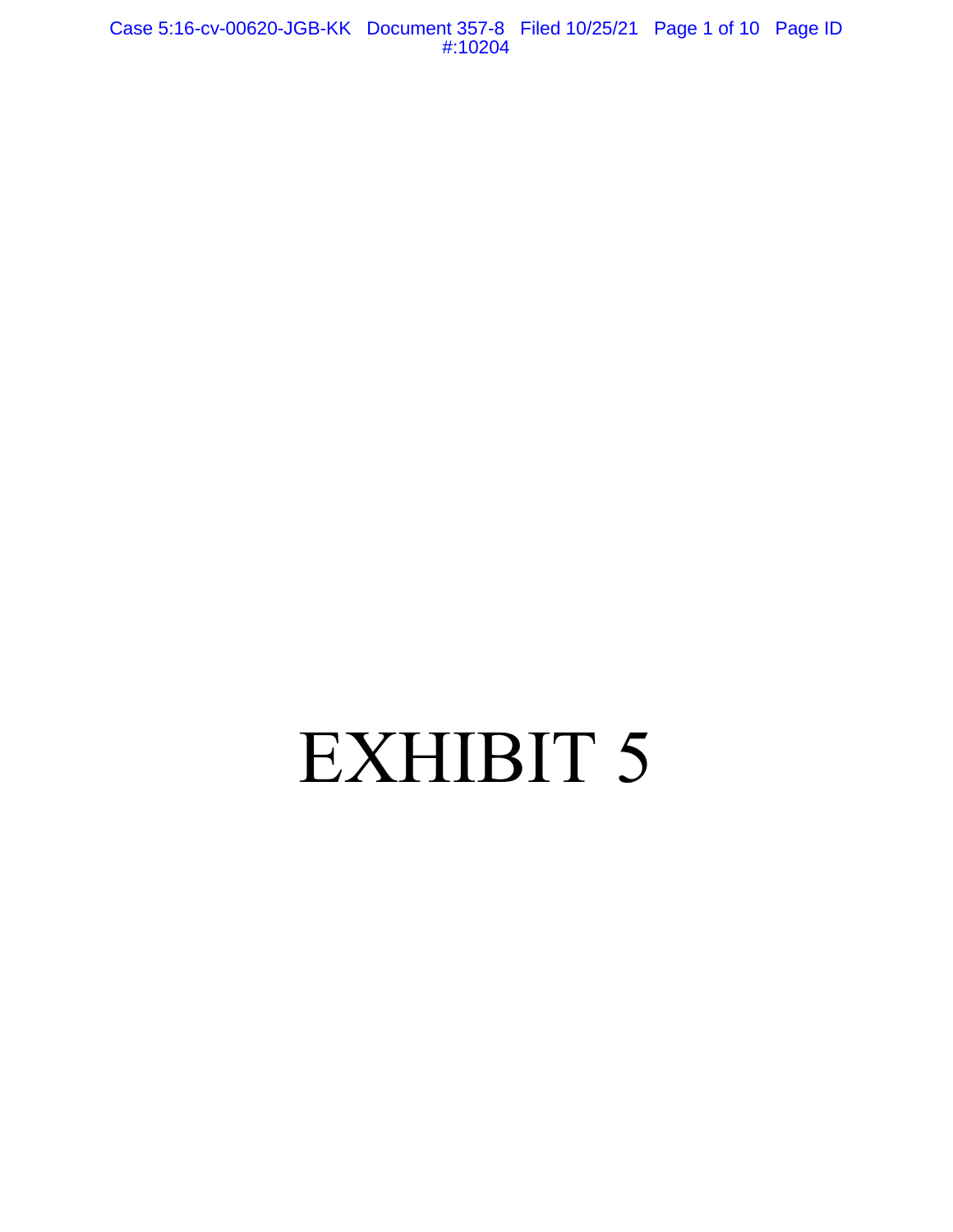# EXHIBIT 5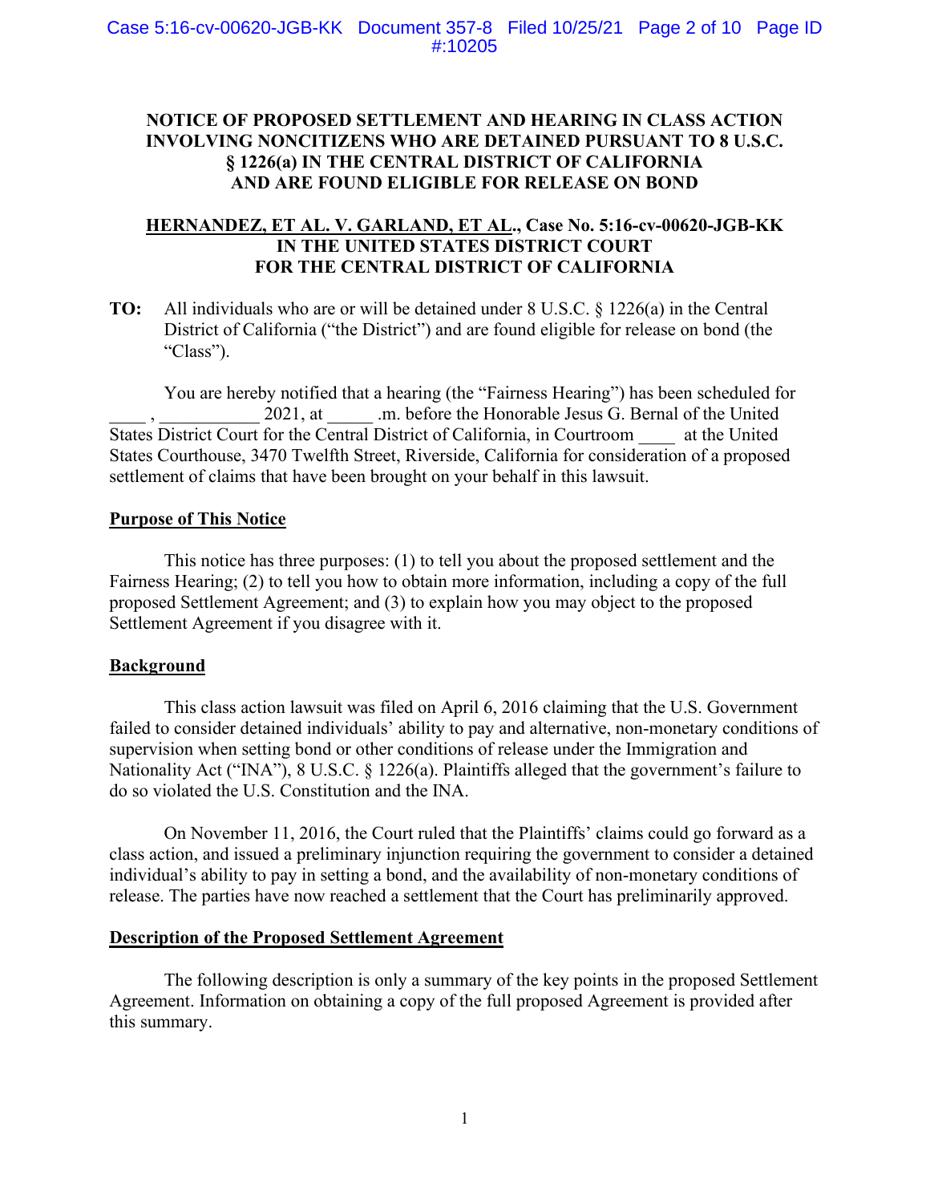**NOTICE OF PROPOSED SETTLEMENT AND HEARING IN CLASS ACTION INVOLVING NONCITIZENS WHO ARE DETAINED PURSUANT TO 8 U.S.C. § 1226(a) IN THE CENTRAL DISTRICT OF CALIFORNIA AND ARE FOUND ELIGIBLE FOR RELEASE ON BOND**

**<u>HERNANDEZ, ET AL. V. GARLAND, ET AL.</u>, Case No. 5:16-cv-00620-JGB-KK IN THE UNITED STATES DISTRICT COURT FOR THE CENTRAL DISTRICT OF CALIFORNIA**

**TO:** All individuals who are or will be detained under 8 U.S.C. § 1226(a) in the Central District of California ("the District") and are found eligible for release on bond (the "Class").

You are hereby notified that a hearing (the "Fairness Hearing") has been scheduled for ____ , ___________ 2021, at _____ .m. before the Honorable Jesus G. Bernal of the United States District Court for the Central District of California, in Courtroom ____ at the United States Courthouse, 3470 Twelfth Street, Riverside, California for consideration of a proposed settlement of claims that have been brought on your behalf in this lawsuit.

**<u>Purpose of This Notice</u>**

This notice has three purposes: (1) to tell you about the proposed settlement and the Fairness Hearing; (2) to tell you how to obtain more information, including a copy of the full proposed Settlement Agreement; and (3) to explain how you may object to the proposed Settlement Agreement if you disagree with it.

**<u>Background</u>**

This class action lawsuit was filed on April 6, 2016 claiming that the U.S. Government failed to consider detained individuals' ability to pay and alternative, non-monetary conditions of supervision when setting bond or other conditions of release under the Immigration and Nationality Act ("INA"), 8 U.S.C. § 1226(a). Plaintiffs alleged that the government's failure to do so violated the U.S. Constitution and the INA.

On November 11, 2016, the Court ruled that the Plaintiffs' claims could go forward as a class action, and issued a preliminary injunction requiring the government to consider a detained individual's ability to pay in setting a bond, and the availability of non-monetary conditions of release. The parties have now reached a settlement that the Court has preliminarily approved.

**<u>Description of the Proposed Settlement Agreement</u>**

The following description is only a summary of the key points in the proposed Settlement Agreement. Information on obtaining a copy of the full proposed Agreement is provided after this summary.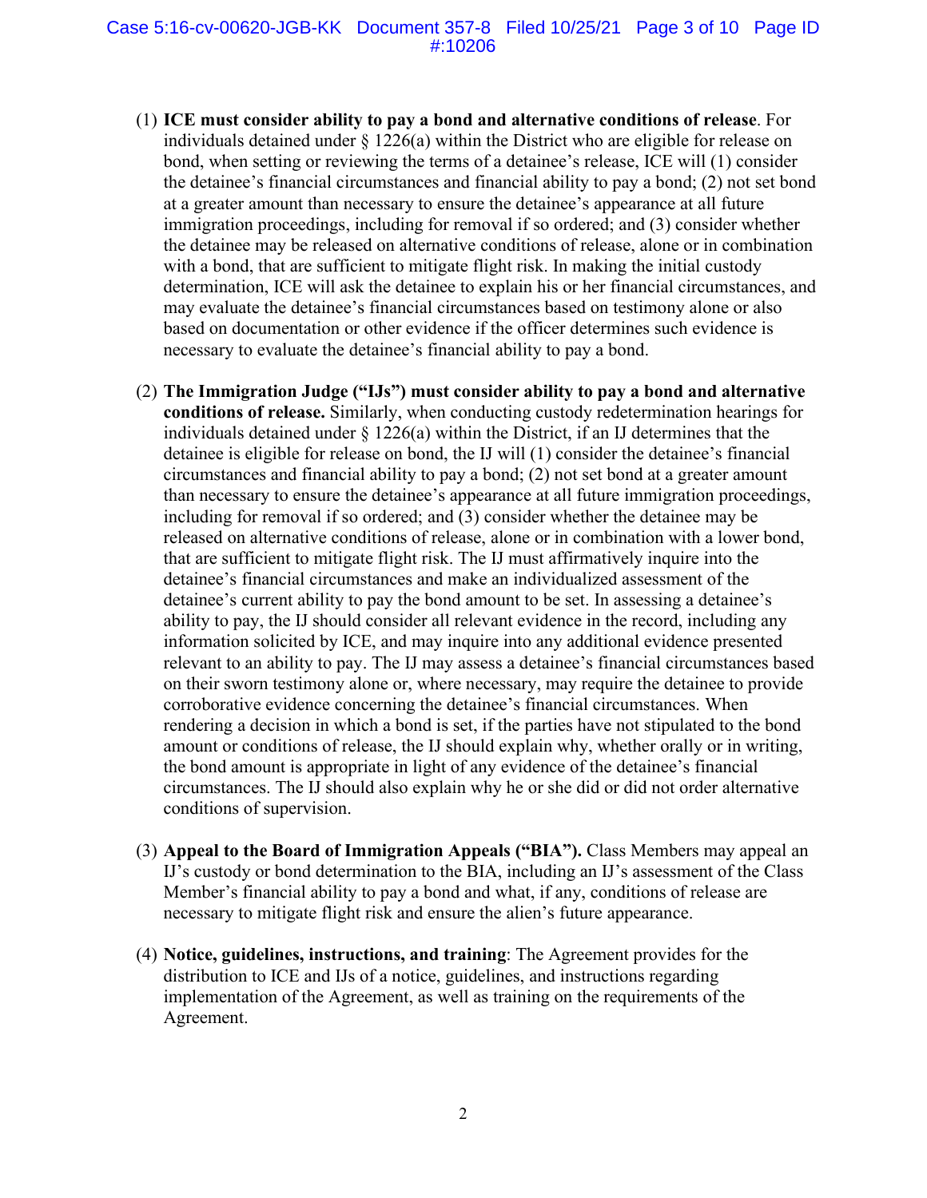(1) **ICE must consider ability to pay a bond and alternative conditions of release**. For individuals detained under § 1226(a) within the District who are eligible for release on bond, when setting or reviewing the terms of a detainee's release, ICE will (1) consider the detainee's financial circumstances and financial ability to pay a bond; (2) not set bond at a greater amount than necessary to ensure the detainee's appearance at all future immigration proceedings, including for removal if so ordered; and (3) consider whether the detainee may be released on alternative conditions of release, alone or in combination with a bond, that are sufficient to mitigate flight risk. In making the initial custody determination, ICE will ask the detainee to explain his or her financial circumstances, and may evaluate the detainee's financial circumstances based on testimony alone or also based on documentation or other evidence if the officer determines such evidence is necessary to evaluate the detainee's financial ability to pay a bond.

(2) **The Immigration Judge ("IJs") must consider ability to pay a bond and alternative conditions of release.** Similarly, when conducting custody redetermination hearings for individuals detained under § 1226(a) within the District, if an IJ determines that the detainee is eligible for release on bond, the IJ will (1) consider the detainee's financial circumstances and financial ability to pay a bond; (2) not set bond at a greater amount than necessary to ensure the detainee's appearance at all future immigration proceedings, including for removal if so ordered; and (3) consider whether the detainee may be released on alternative conditions of release, alone or in combination with a lower bond, that are sufficient to mitigate flight risk. The IJ must affirmatively inquire into the detainee's financial circumstances and make an individualized assessment of the detainee's current ability to pay the bond amount to be set. In assessing a detainee's ability to pay, the IJ should consider all relevant evidence in the record, including any information solicited by ICE, and may inquire into any additional evidence presented relevant to an ability to pay. The IJ may assess a detainee's financial circumstances based on their sworn testimony alone or, where necessary, may require the detainee to provide corroborative evidence concerning the detainee's financial circumstances. When rendering a decision in which a bond is set, if the parties have not stipulated to the bond amount or conditions of release, the IJ should explain why, whether orally or in writing, the bond amount is appropriate in light of any evidence of the detainee's financial circumstances. The IJ should also explain why he or she did or did not order alternative conditions of supervision.

(3) **Appeal to the Board of Immigration Appeals ("BIA").** Class Members may appeal an IJ's custody or bond determination to the BIA, including an IJ's assessment of the Class Member's financial ability to pay a bond and what, if any, conditions of release are necessary to mitigate flight risk and ensure the alien's future appearance.

(4) **Notice, guidelines, instructions, and training**: The Agreement provides for the distribution to ICE and IJs of a notice, guidelines, and instructions regarding implementation of the Agreement, as well as training on the requirements of the Agreement.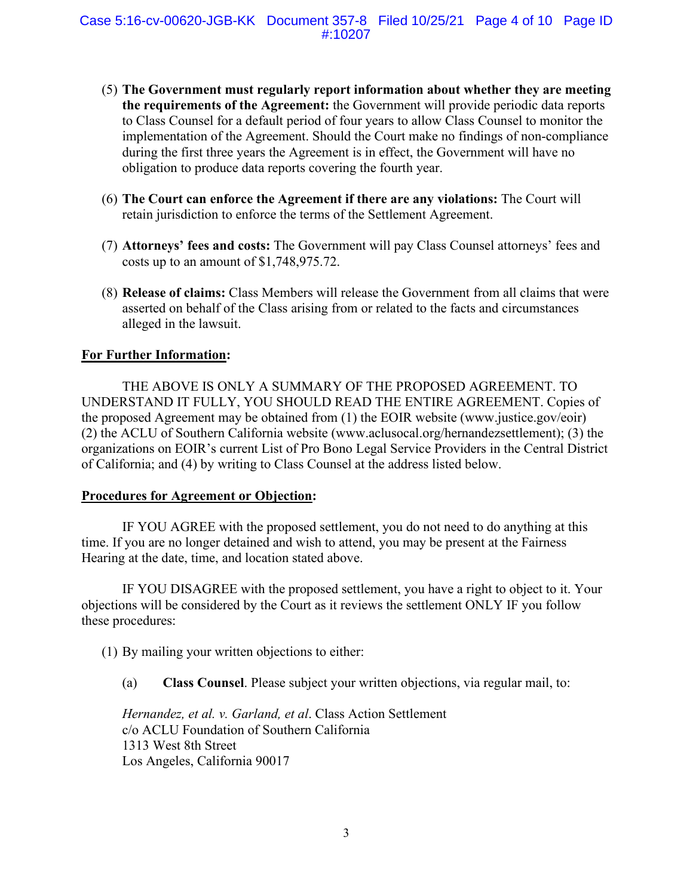(5) **The Government must regularly report information about whether they are meeting the requirements of the Agreement:** the Government will provide periodic data reports to Class Counsel for a default period of four years to allow Class Counsel to monitor the implementation of the Agreement. Should the Court make no findings of non-compliance during the first three years the Agreement is in effect, the Government will have no obligation to produce data reports covering the fourth year.

(6) **The Court can enforce the Agreement if there are any violations:** The Court will retain jurisdiction to enforce the terms of the Settlement Agreement.

(7) **Attorneys' fees and costs:** The Government will pay Class Counsel attorneys' fees and costs up to an amount of $1,748,975.72.

(8) **Release of claims:** Class Members will release the Government from all claims that were asserted on behalf of the Class arising from or related to the facts and circumstances alleged in the lawsuit.

**For Further Information:**

THE ABOVE IS ONLY A SUMMARY OF THE PROPOSED AGREEMENT. TO UNDERSTAND IT FULLY, YOU SHOULD READ THE ENTIRE AGREEMENT. Copies of the proposed Agreement may be obtained from (1) the EOIR website (www.justice.gov/eoir) (2) the ACLU of Southern California website (www.aclusocal.org/hernandezsettlement); (3) the organizations on EOIR's current List of Pro Bono Legal Service Providers in the Central District of California; and (4) by writing to Class Counsel at the address listed below.

**Procedures for Agreement or Objection:**

IF YOU AGREE with the proposed settlement, you do not need to do anything at this time. If you are no longer detained and wish to attend, you may be present at the Fairness Hearing at the date, time, and location stated above.

IF YOU DISAGREE with the proposed settlement, you have a right to object to it. Your objections will be considered by the Court as it reviews the settlement ONLY IF you follow these procedures:

(1) By mailing your written objections to either:

(a) **Class Counsel**. Please subject your written objections, via regular mail, to:

*Hernandez, et al. v. Garland, et al*. Class Action Settlement
c/o ACLU Foundation of Southern California
1313 West 8th Street
Los Angeles, California 90017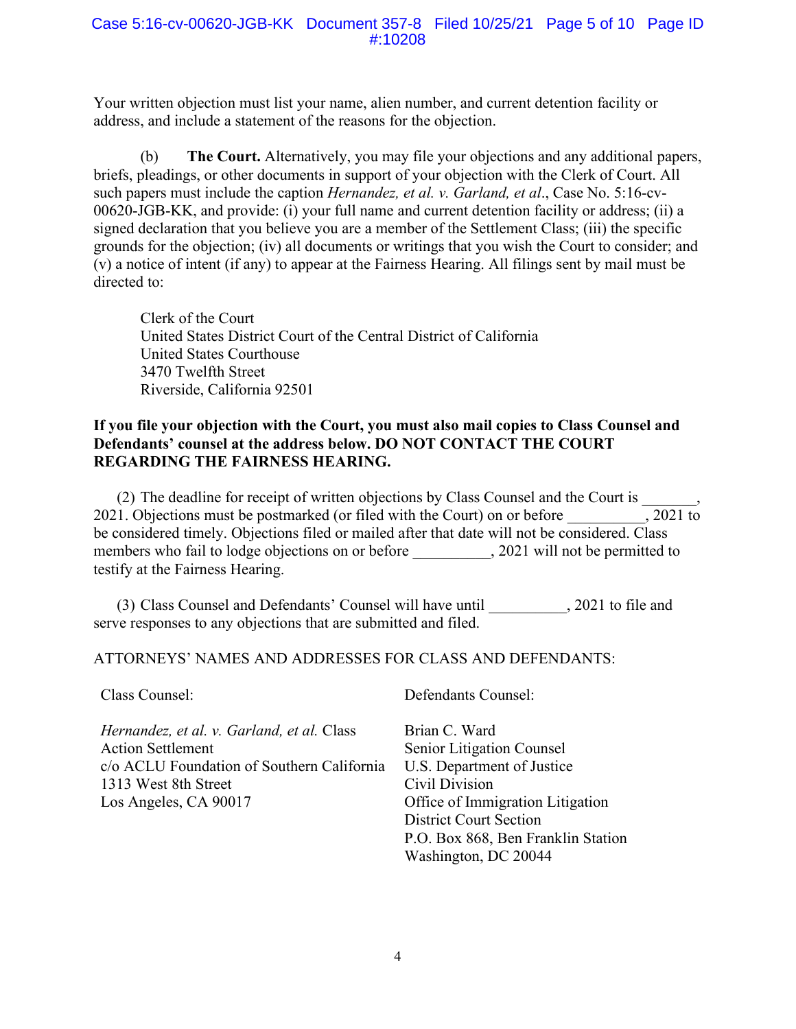Your written objection must list your name, alien number, and current detention facility or address, and include a statement of the reasons for the objection.

(b) **The Court.** Alternatively, you may file your objections and any additional papers, briefs, pleadings, or other documents in support of your objection with the Clerk of Court. All such papers must include the caption *Hernandez, et al. v. Garland, et al*., Case No. 5:16-cv-00620-JGB-KK, and provide: (i) your full name and current detention facility or address; (ii) a signed declaration that you believe you are a member of the Settlement Class; (iii) the specific grounds for the objection; (iv) all documents or writings that you wish the Court to consider; and (v) a notice of intent (if any) to appear at the Fairness Hearing. All filings sent by mail must be directed to:

Clerk of the Court
United States District Court of the Central District of California
United States Courthouse
3470 Twelfth Street
Riverside, California 92501

**If you file your objection with the Court, you must also mail copies to Class Counsel and Defendants' counsel at the address below. DO NOT CONTACT THE COURT REGARDING THE FAIRNESS HEARING.**

(2) The deadline for receipt of written objections by Class Counsel and the Court is _______, 2021. Objections must be postmarked (or filed with the Court) on or before __________, 2021 to be considered timely. Objections filed or mailed after that date will not be considered. Class members who fail to lodge objections on or before __________, 2021 will not be permitted to testify at the Fairness Hearing.

(3) Class Counsel and Defendants' Counsel will have until __________, 2021 to file and serve responses to any objections that are submitted and filed.

ATTORNEYS' NAMES AND ADDRESSES FOR CLASS AND DEFENDANTS:

Class Counsel:

*Hernandez, et al. v. Garland, et al.* Class Action Settlement
c/o ACLU Foundation of Southern California
1313 West 8th Street
Los Angeles, CA 90017

Defendants Counsel:

Brian C. Ward
Senior Litigation Counsel
U.S. Department of Justice
Civil Division
Office of Immigration Litigation
District Court Section
P.O. Box 868, Ben Franklin Station
Washington, DC 20044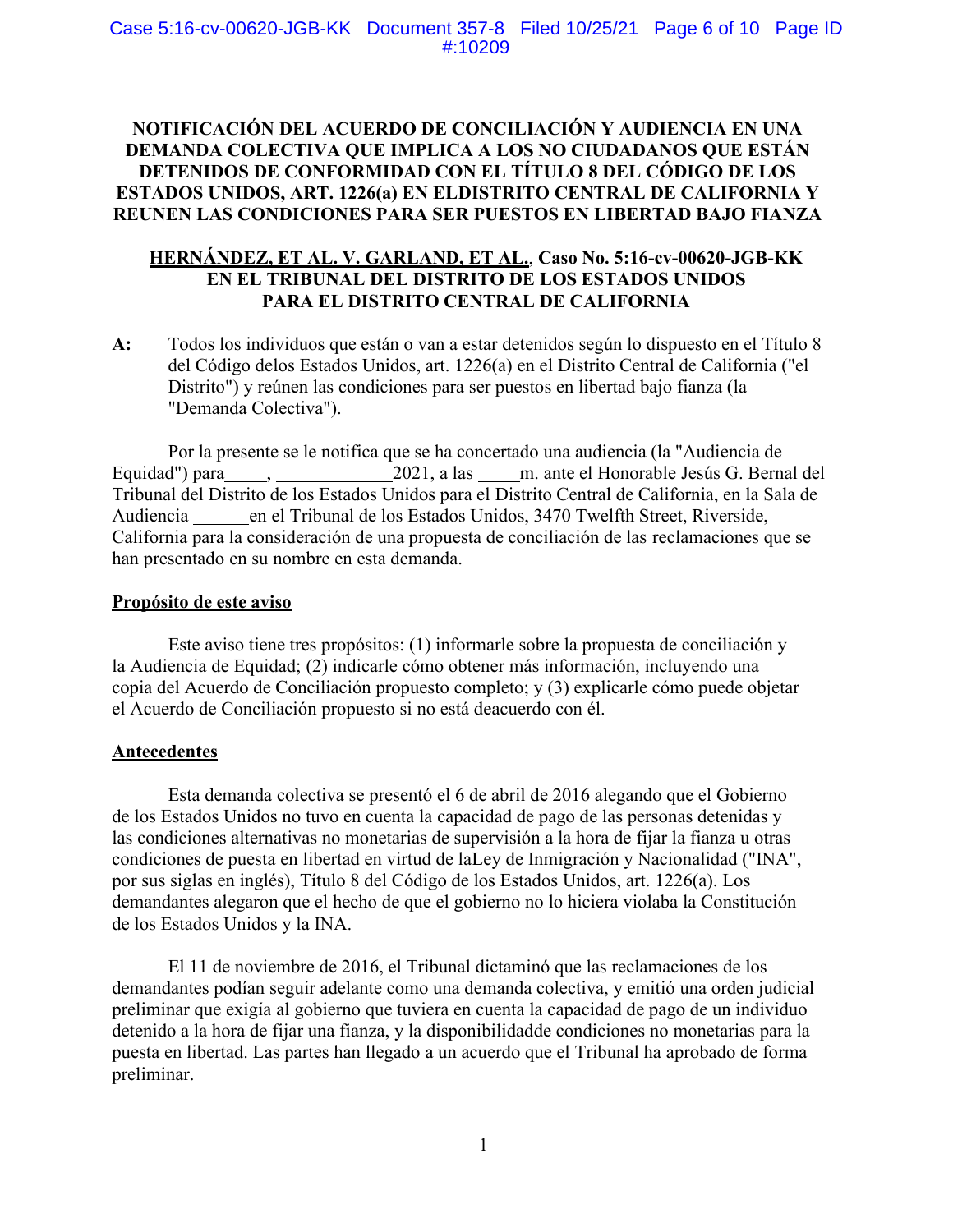**NOTIFICACIÓN DEL ACUERDO DE CONCILIACIÓN Y AUDIENCIA EN UNA DEMANDA COLECTIVA QUE IMPLICA A LOS NO CIUDADANOS QUE ESTÁN DETENIDOS DE CONFORMIDAD CON EL TÍTULO 8 DEL CÓDIGO DE LOS ESTADOS UNIDOS, ART. 1226(a) EN ELDISTRITO CENTRAL DE CALIFORNIA Y REUNEN LAS CONDICIONES PARA SER PUESTOS EN LIBERTAD BAJO FIANZA**

**<u>HERNÁNDEZ, ET AL. V. GARLAND, ET AL.</u>, Caso No. 5:16-cv-00620-JGB-KK EN EL TRIBUNAL DEL DISTRITO DE LOS ESTADOS UNIDOS PARA EL DISTRITO CENTRAL DE CALIFORNIA**

**A:** Todos los individuos que están o van a estar detenidos según lo dispuesto en el Título 8 del Código delos Estados Unidos, art. 1226(a) en el Distrito Central de California ("el Distrito") y reúnen las condiciones para ser puestos en libertad bajo fianza (la "Demanda Colectiva").

Por la presente se le notifica que se ha concertado una audiencia (la "Audiencia de Equidad") para_____, _____________2021, a las _____m. ante el Honorable Jesús G. Bernal del Tribunal del Distrito de los Estados Unidos para el Distrito Central de California, en la Sala de Audiencia ______en el Tribunal de los Estados Unidos, 3470 Twelfth Street, Riverside, California para la consideración de una propuesta de conciliación de las reclamaciones que se han presentado en su nombre en esta demanda.

**<u>Propósito de este aviso</u>**

Este aviso tiene tres propósitos: (1) informarle sobre la propuesta de conciliación y la Audiencia de Equidad; (2) indicarle cómo obtener más información, incluyendo una copia del Acuerdo de Conciliación propuesto completo; y (3) explicarle cómo puede objetar el Acuerdo de Conciliación propuesto si no está deacuerdo con él.

**<u>Antecedentes</u>**

Esta demanda colectiva se presentó el 6 de abril de 2016 alegando que el Gobierno de los Estados Unidos no tuvo en cuenta la capacidad de pago de las personas detenidas y las condiciones alternativas no monetarias de supervisión a la hora de fijar la fianza u otras condiciones de puesta en libertad en virtud de laLey de Inmigración y Nacionalidad ("INA", por sus siglas en inglés), Título 8 del Código de los Estados Unidos, art. 1226(a). Los demandantes alegaron que el hecho de que el gobierno no lo hiciera violaba la Constitución de los Estados Unidos y la INA.

El 11 de noviembre de 2016, el Tribunal dictaminó que las reclamaciones de los demandantes podían seguir adelante como una demanda colectiva, y emitió una orden judicial preliminar que exigía al gobierno que tuviera en cuenta la capacidad de pago de un individuo detenido a la hora de fijar una fianza, y la disponibilidadde condiciones no monetarias para la puesta en libertad. Las partes han llegado a un acuerdo que el Tribunal ha aprobado de forma preliminar.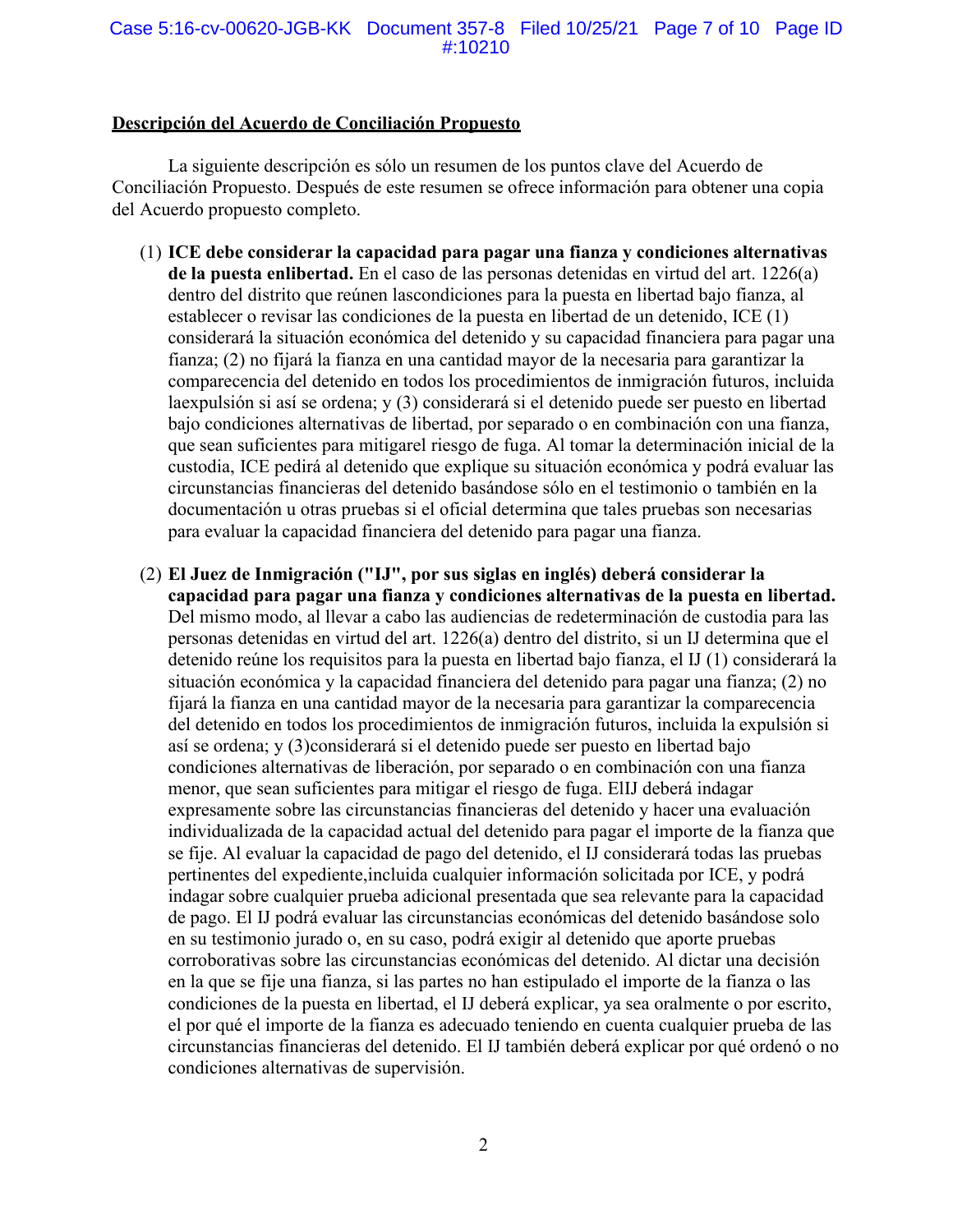**Descripción del Acuerdo de Conciliación Propuesto**

La siguiente descripción es sólo un resumen de los puntos clave del Acuerdo de Conciliación Propuesto. Después de este resumen se ofrece información para obtener una copia del Acuerdo propuesto completo.

(1) **ICE debe considerar la capacidad para pagar una fianza y condiciones alternativas de la puesta enlibertad.** En el caso de las personas detenidas en virtud del art. 1226(a) dentro del distrito que reúnen lascondiciones para la puesta en libertad bajo fianza, al establecer o revisar las condiciones de la puesta en libertad de un detenido, ICE (1) considerará la situación económica del detenido y su capacidad financiera para pagar una fianza; (2) no fijará la fianza en una cantidad mayor de la necesaria para garantizar la comparecencia del detenido en todos los procedimientos de inmigración futuros, incluida laexpulsión si así se ordena; y (3) considerará si el detenido puede ser puesto en libertad bajo condiciones alternativas de libertad, por separado o en combinación con una fianza, que sean suficientes para mitigarel riesgo de fuga. Al tomar la determinación inicial de la custodia, ICE pedirá al detenido que explique su situación económica y podrá evaluar las circunstancias financieras del detenido basándose sólo en el testimonio o también en la documentación u otras pruebas si el oficial determina que tales pruebas son necesarias para evaluar la capacidad financiera del detenido para pagar una fianza.

(2) **El Juez de Inmigración ("IJ", por sus siglas en inglés) deberá considerar la capacidad para pagar una fianza y condiciones alternativas de la puesta en libertad.** Del mismo modo, al llevar a cabo las audiencias de redeterminación de custodia para las personas detenidas en virtud del art. 1226(a) dentro del distrito, si un IJ determina que el detenido reúne los requisitos para la puesta en libertad bajo fianza, el IJ (1) considerará la situación económica y la capacidad financiera del detenido para pagar una fianza; (2) no fijará la fianza en una cantidad mayor de la necesaria para garantizar la comparecencia del detenido en todos los procedimientos de inmigración futuros, incluida la expulsión si así se ordena; y (3)considerará si el detenido puede ser puesto en libertad bajo condiciones alternativas de liberación, por separado o en combinación con una fianza menor, que sean suficientes para mitigar el riesgo de fuga. ElIJ deberá indagar expresamente sobre las circunstancias financieras del detenido y hacer una evaluación individualizada de la capacidad actual del detenido para pagar el importe de la fianza que se fije. Al evaluar la capacidad de pago del detenido, el IJ considerará todas las pruebas pertinentes del expediente,incluida cualquier información solicitada por ICE, y podrá indagar sobre cualquier prueba adicional presentada que sea relevante para la capacidad de pago. El IJ podrá evaluar las circunstancias económicas del detenido basándose solo en su testimonio jurado o, en su caso, podrá exigir al detenido que aporte pruebas corroborativas sobre las circunstancias económicas del detenido. Al dictar una decisión en la que se fije una fianza, si las partes no han estipulado el importe de la fianza o las condiciones de la puesta en libertad, el IJ deberá explicar, ya sea oralmente o por escrito, el por qué el importe de la fianza es adecuado teniendo en cuenta cualquier prueba de las circunstancias financieras del detenido. El IJ también deberá explicar por qué ordenó o no condiciones alternativas de supervisión.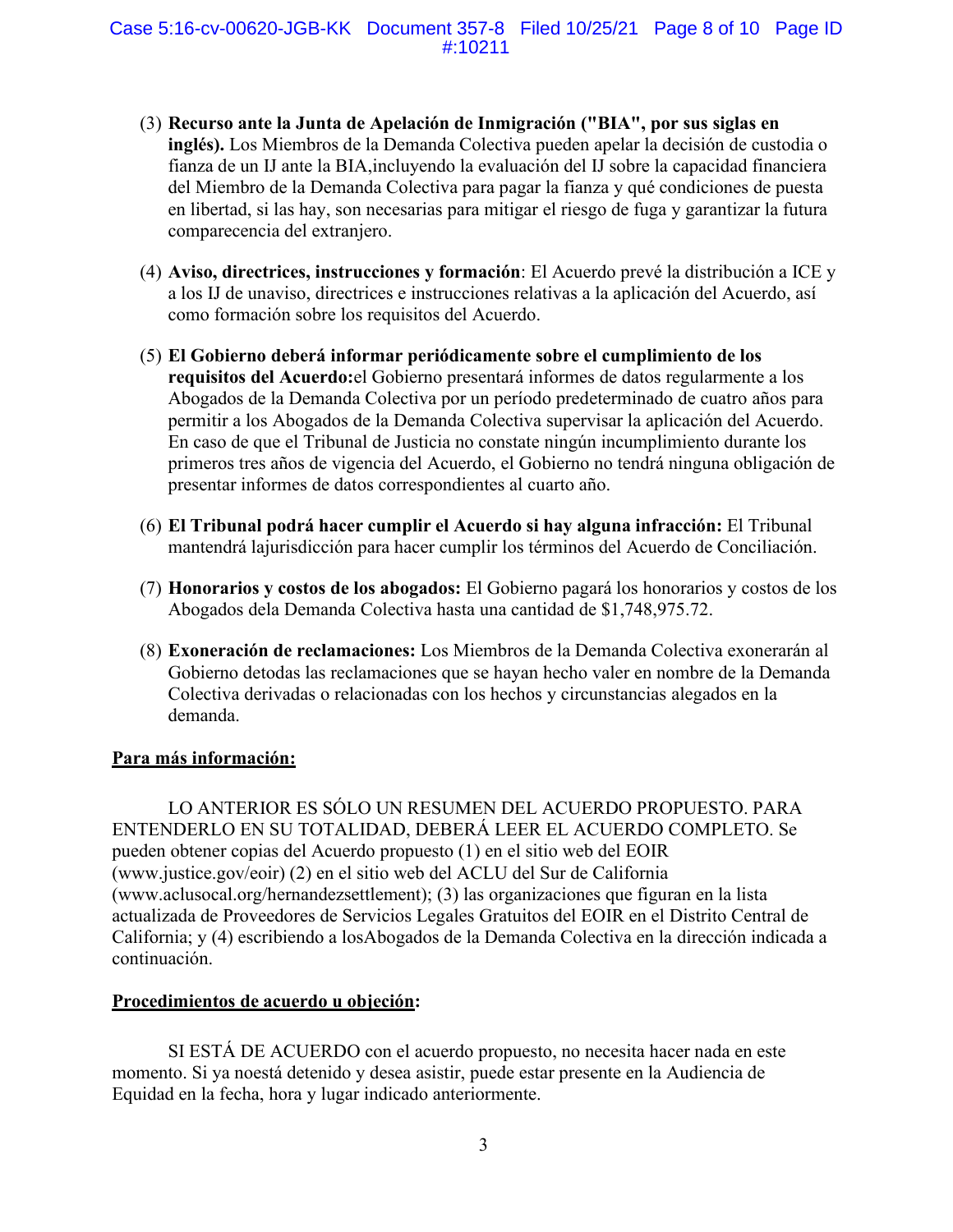(3) **Recurso ante la Junta de Apelación de Inmigración ("BIA", por sus siglas en inglés).** Los Miembros de la Demanda Colectiva pueden apelar la decisión de custodia o fianza de un IJ ante la BIA,incluyendo la evaluación del IJ sobre la capacidad financiera del Miembro de la Demanda Colectiva para pagar la fianza y qué condiciones de puesta en libertad, si las hay, son necesarias para mitigar el riesgo de fuga y garantizar la futura comparecencia del extranjero.

(4) **Aviso, directrices, instrucciones y formación**: El Acuerdo prevé la distribución a ICE y a los IJ de unaviso, directrices e instrucciones relativas a la aplicación del Acuerdo, así como formación sobre los requisitos del Acuerdo.

(5) **El Gobierno deberá informar periódicamente sobre el cumplimiento de los requisitos del Acuerdo:**el Gobierno presentará informes de datos regularmente a los Abogados de la Demanda Colectiva por un período predeterminado de cuatro años para permitir a los Abogados de la Demanda Colectiva supervisar la aplicación del Acuerdo. En caso de que el Tribunal de Justicia no constate ningún incumplimiento durante los primeros tres años de vigencia del Acuerdo, el Gobierno no tendrá ninguna obligación de presentar informes de datos correspondientes al cuarto año.

(6) **El Tribunal podrá hacer cumplir el Acuerdo si hay alguna infracción:** El Tribunal mantendrá lajurisdicción para hacer cumplir los términos del Acuerdo de Conciliación.

(7) **Honorarios y costos de los abogados:** El Gobierno pagará los honorarios y costos de los Abogados dela Demanda Colectiva hasta una cantidad de $1,748,975.72.

(8) **Exoneración de reclamaciones:** Los Miembros de la Demanda Colectiva exonerarán al Gobierno detodas las reclamaciones que se hayan hecho valer en nombre de la Demanda Colectiva derivadas o relacionadas con los hechos y circunstancias alegados en la demanda.

**<u>Para más información:</u>**

LO ANTERIOR ES SÓLO UN RESUMEN DEL ACUERDO PROPUESTO. PARA ENTENDERLO EN SU TOTALIDAD, DEBERÁ LEER EL ACUERDO COMPLETO. Se pueden obtener copias del Acuerdo propuesto (1) en el sitio web del EOIR (www.justice.gov/eoir) (2) en el sitio web del ACLU del Sur de California (www.aclusocal.org/hernandezsettlement); (3) las organizaciones que figuran en la lista actualizada de Proveedores de Servicios Legales Gratuitos del EOIR en el Distrito Central de California; y (4) escribiendo a losAbogados de la Demanda Colectiva en la dirección indicada a continuación.

**<u>Procedimientos de acuerdo u objeción</u>:**

SI ESTÁ DE ACUERDO con el acuerdo propuesto, no necesita hacer nada en este momento. Si ya noestá detenido y desea asistir, puede estar presente en la Audiencia de Equidad en la fecha, hora y lugar indicado anteriormente.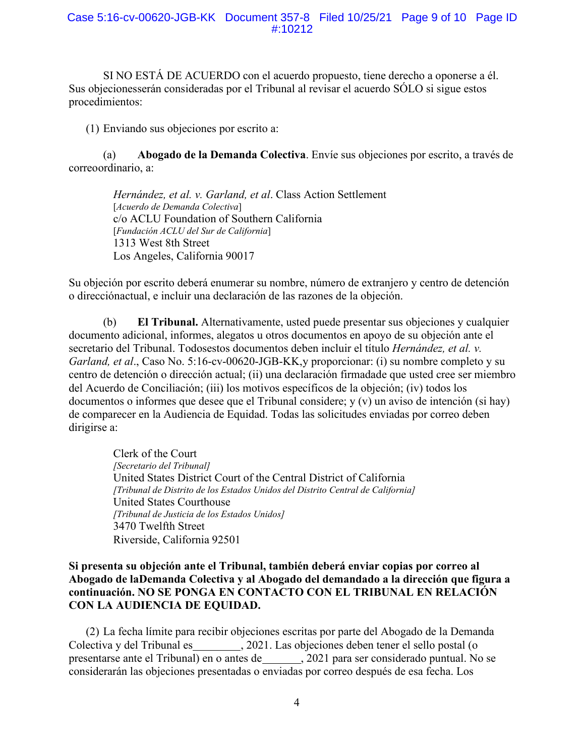SI NO ESTÁ DE ACUERDO con el acuerdo propuesto, tiene derecho a oponerse a él. Sus objecionesserán consideradas por el Tribunal al revisar el acuerdo SÓLO si sigue estos procedimientos:

(1) Enviando sus objeciones por escrito a:

(a) **Abogado de la Demanda Colectiva**. Envíe sus objeciones por escrito, a través de correoordinario, a:

> *Hernández, et al. v. Garland, et al*. Class Action Settlement
> [*Acuerdo de Demanda Colectiva*]
> c/o ACLU Foundation of Southern California
> [*Fundación ACLU del Sur de California*]
> 1313 West 8th Street
> Los Angeles, California 90017

Su objeción por escrito deberá enumerar su nombre, número de extranjero y centro de detención o direcciónactual, e incluir una declaración de las razones de la objeción.

(b) **El Tribunal.** Alternativamente, usted puede presentar sus objeciones y cualquier documento adicional, informes, alegatos u otros documentos en apoyo de su objeción ante el secretario del Tribunal. Todosestos documentos deben incluir el título *Hernández, et al. v. Garland, et al*., Caso No. 5:16-cv-00620-JGB-KK,y proporcionar: (i) su nombre completo y su centro de detención o dirección actual; (ii) una declaración firmadade que usted cree ser miembro del Acuerdo de Conciliación; (iii) los motivos específicos de la objeción; (iv) todos los documentos o informes que desee que el Tribunal considere; y (v) un aviso de intención (si hay) de comparecer en la Audiencia de Equidad. Todas las solicitudes enviadas por correo deben dirigirse a:

> Clerk of the Court
> *[Secretario del Tribunal]*
> United States District Court of the Central District of California
> *[Tribunal de Distrito de los Estados Unidos del Distrito Central de California]*
> United States Courthouse
> *[Tribunal de Justicia de los Estados Unidos]*
> 3470 Twelfth Street
> Riverside, California 92501

**Si presenta su objeción ante el Tribunal, también deberá enviar copias por correo al Abogado de laDemanda Colectiva y al Abogado del demandado a la dirección que figura a continuación. NO SE PONGA EN CONTACTO CON EL TRIBUNAL EN RELACIÓN CON LA AUDIENCIA DE EQUIDAD.**

(2) La fecha límite para recibir objeciones escritas por parte del Abogado de la Demanda Colectiva y del Tribunal es________, 2021. Las objeciones deben tener el sello postal (o presentarse ante el Tribunal) en o antes de_______, 2021 para ser considerado puntual. No se considerarán las objeciones presentadas o enviadas por correo después de esa fecha. Los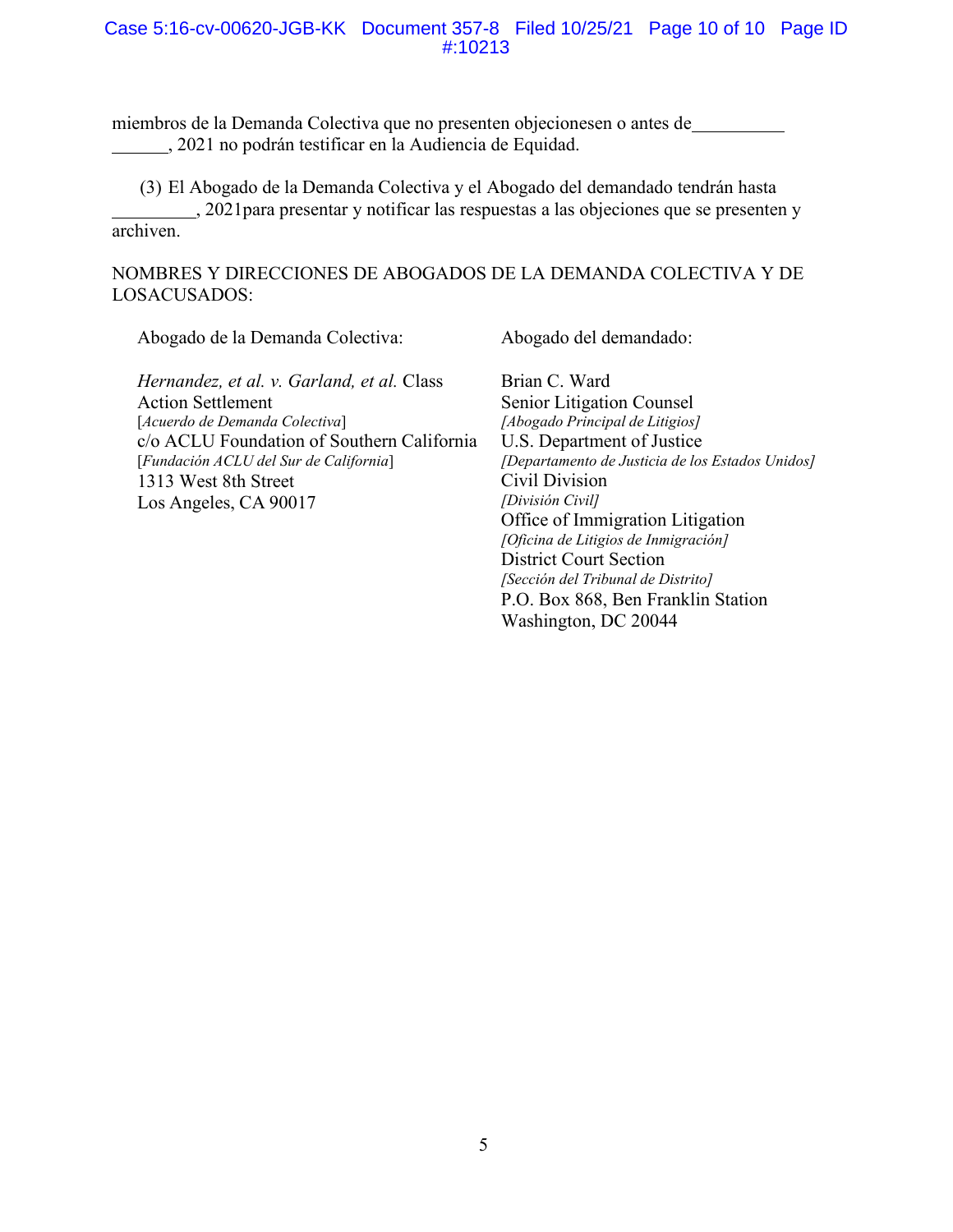miembros de la Demanda Colectiva que no presenten objecionesen o antes de__________ ______, 2021 no podrán testificar en la Audiencia de Equidad.

(3) El Abogado de la Demanda Colectiva y el Abogado del demandado tendrán hasta _________, 2021para presentar y notificar las respuestas a las objeciones que se presenten y archiven.

NOMBRES Y DIRECCIONES DE ABOGADOS DE LA DEMANDA COLECTIVA Y DE LOSACUSADOS:

Abogado de la Demanda Colectiva:

*Hernandez, et al. v. Garland, et al.* Class Action Settlement
[*Acuerdo de Demanda Colectiva*]
c/o ACLU Foundation of Southern California
[*Fundación ACLU del Sur de California*]
1313 West 8th Street
Los Angeles, CA 90017

Abogado del demandado:

Brian C. Ward
Senior Litigation Counsel
*[Abogado Principal de Litigios]*
U.S. Department of Justice
*[Departamento de Justicia de los Estados Unidos]*
Civil Division
*[División Civil]*
Office of Immigration Litigation
*[Oficina de Litigios de Inmigración]*
District Court Section
*[Sección del Tribunal de Distrito]*
P.O. Box 868, Ben Franklin Station
Washington, DC 20044